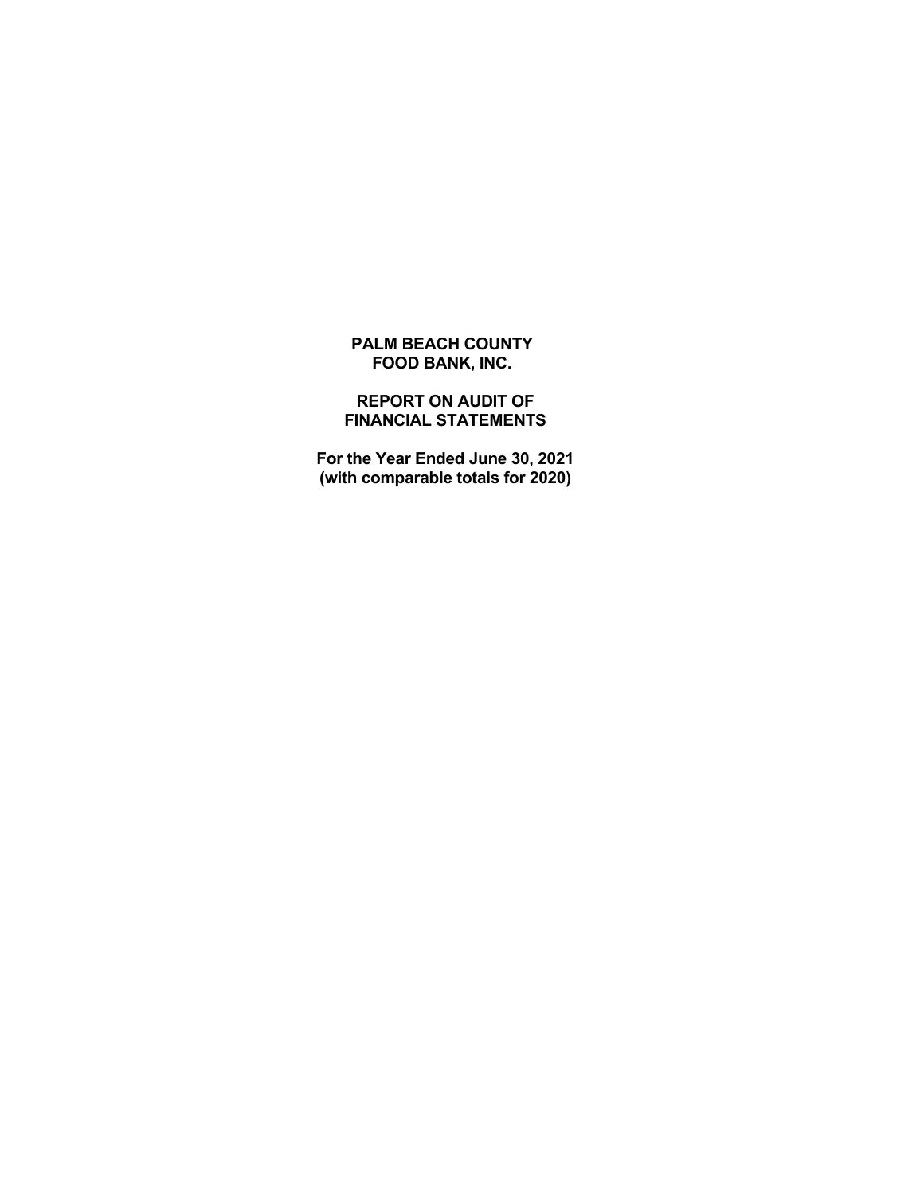# PALM BEACH COUNTY FOOD BANK, INC.

## REPORT ON AUDIT OF FINANCIAL STATEMENTS

**For the Year Ended June 30, 2021**
**(with comparable totals for 2020)**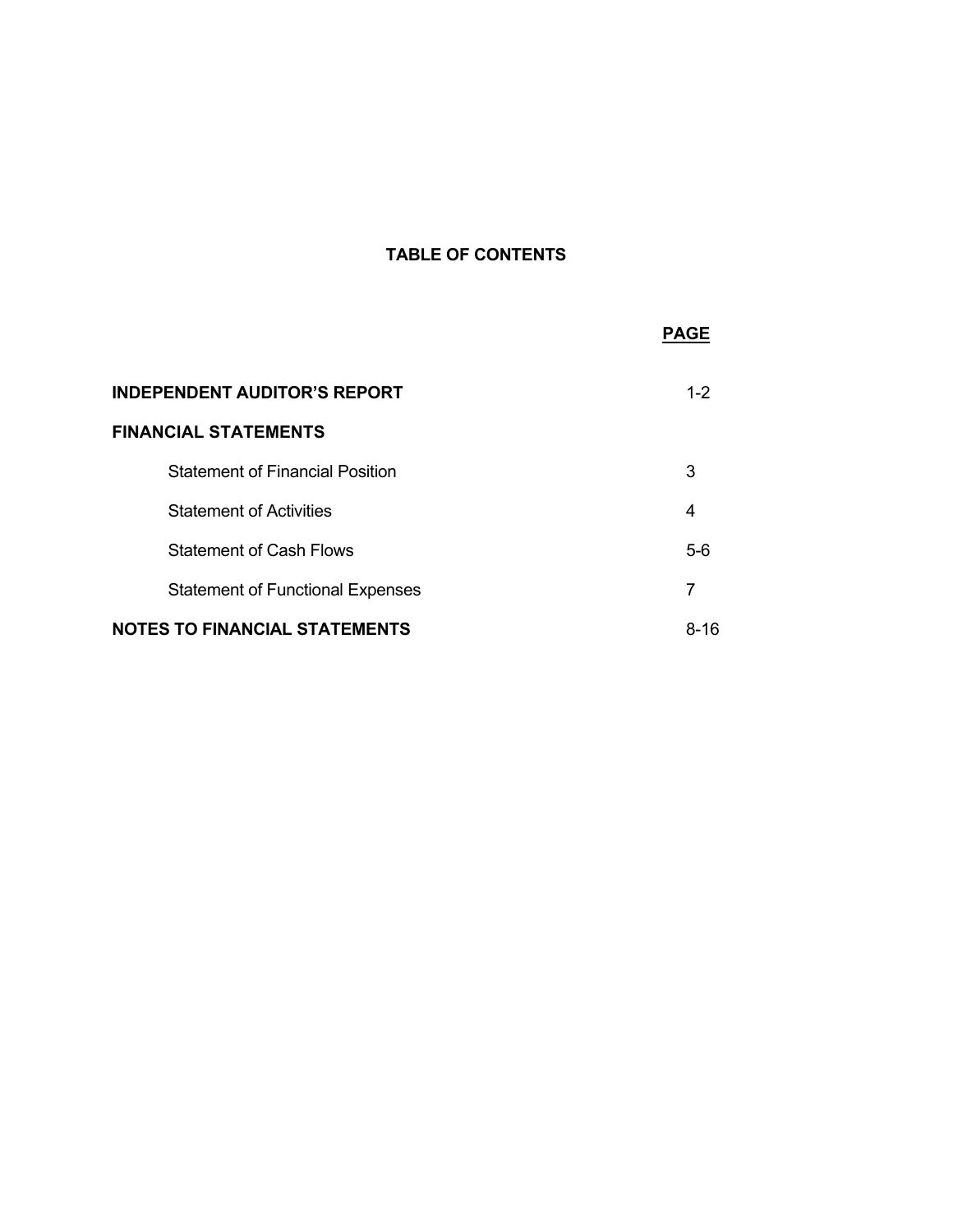# TABLE OF CONTENTS

| | PAGE |
|---|---|
| **INDEPENDENT AUDITOR'S REPORT** | 1-2 |
| **FINANCIAL STATEMENTS** | |
| Statement of Financial Position | 3 |
| Statement of Activities | 4 |
| Statement of Cash Flows | 5-6 |
| Statement of Functional Expenses | 7 |
| **NOTES TO FINANCIAL STATEMENTS** | 8-16 |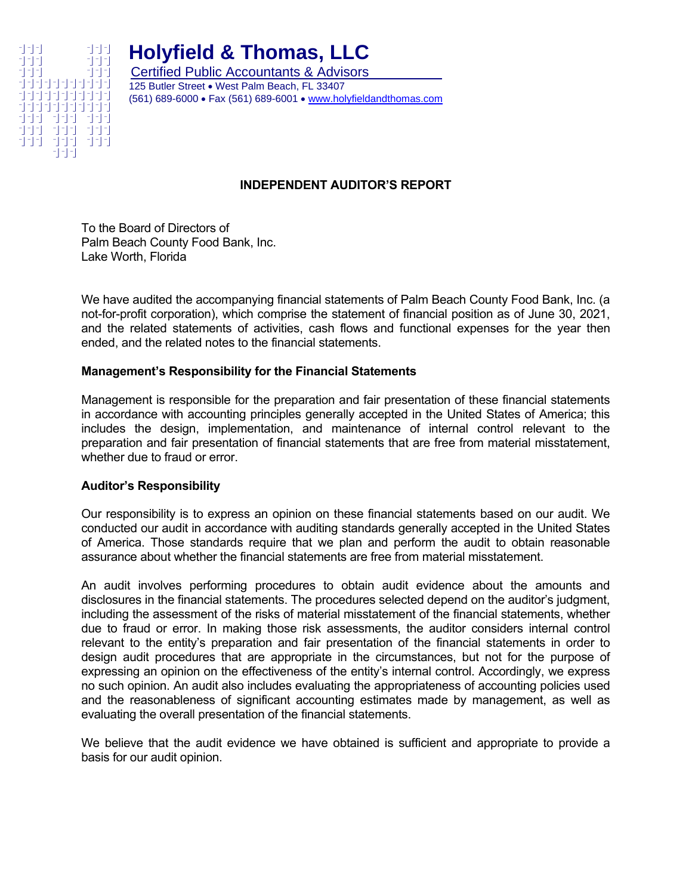**Holyfield & Thomas, LLC**

Certified Public Accountants & Advisors

125 Butler Street • West Palm Beach, FL 33407

(561) 689-6000 • Fax (561) 689-6001 • www.holyfieldandthomas.com

## INDEPENDENT AUDITOR'S REPORT

To the Board of Directors of
Palm Beach County Food Bank, Inc.
Lake Worth, Florida

We have audited the accompanying financial statements of Palm Beach County Food Bank, Inc. (a not-for-profit corporation), which comprise the statement of financial position as of June 30, 2021, and the related statements of activities, cash flows and functional expenses for the year then ended, and the related notes to the financial statements.

### Management's Responsibility for the Financial Statements

Management is responsible for the preparation and fair presentation of these financial statements in accordance with accounting principles generally accepted in the United States of America; this includes the design, implementation, and maintenance of internal control relevant to the preparation and fair presentation of financial statements that are free from material misstatement, whether due to fraud or error.

### Auditor's Responsibility

Our responsibility is to express an opinion on these financial statements based on our audit. We conducted our audit in accordance with auditing standards generally accepted in the United States of America. Those standards require that we plan and perform the audit to obtain reasonable assurance about whether the financial statements are free from material misstatement.

An audit involves performing procedures to obtain audit evidence about the amounts and disclosures in the financial statements. The procedures selected depend on the auditor's judgment, including the assessment of the risks of material misstatement of the financial statements, whether due to fraud or error. In making those risk assessments, the auditor considers internal control relevant to the entity's preparation and fair presentation of the financial statements in order to design audit procedures that are appropriate in the circumstances, but not for the purpose of expressing an opinion on the effectiveness of the entity's internal control. Accordingly, we express no such opinion. An audit also includes evaluating the appropriateness of accounting policies used and the reasonableness of significant accounting estimates made by management, as well as evaluating the overall presentation of the financial statements.

We believe that the audit evidence we have obtained is sufficient and appropriate to provide a basis for our audit opinion.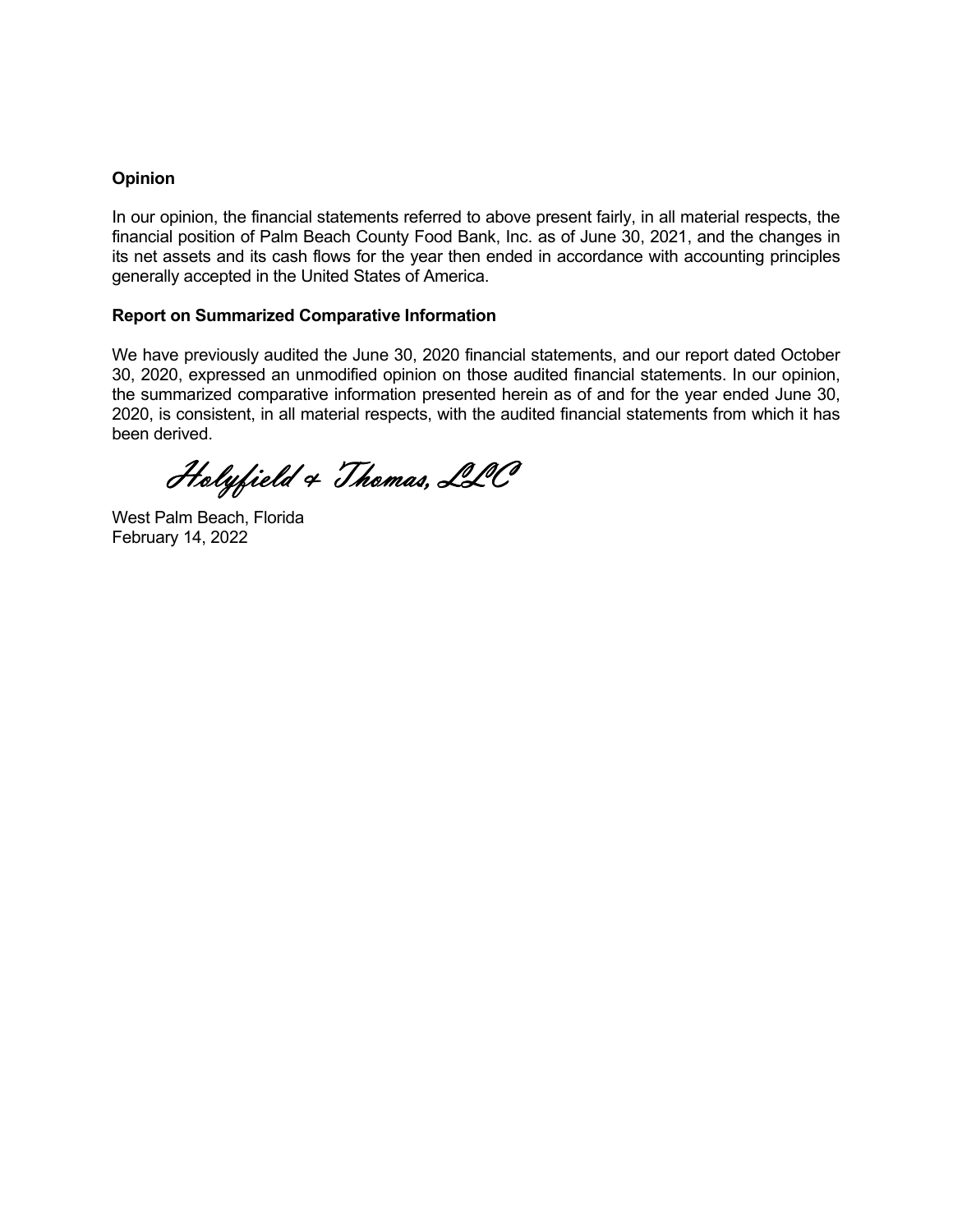**Opinion**

In our opinion, the financial statements referred to above present fairly, in all material respects, the financial position of Palm Beach County Food Bank, Inc. as of June 30, 2021, and the changes in its net assets and its cash flows for the year then ended in accordance with accounting principles generally accepted in the United States of America.

**Report on Summarized Comparative Information**

We have previously audited the June 30, 2020 financial statements, and our report dated October 30, 2020, expressed an unmodified opinion on those audited financial statements. In our opinion, the summarized comparative information presented herein as of and for the year ended June 30, 2020, is consistent, in all material respects, with the audited financial statements from which it has been derived.

*Holyfield & Thomas, LLC*

West Palm Beach, Florida
February 14, 2022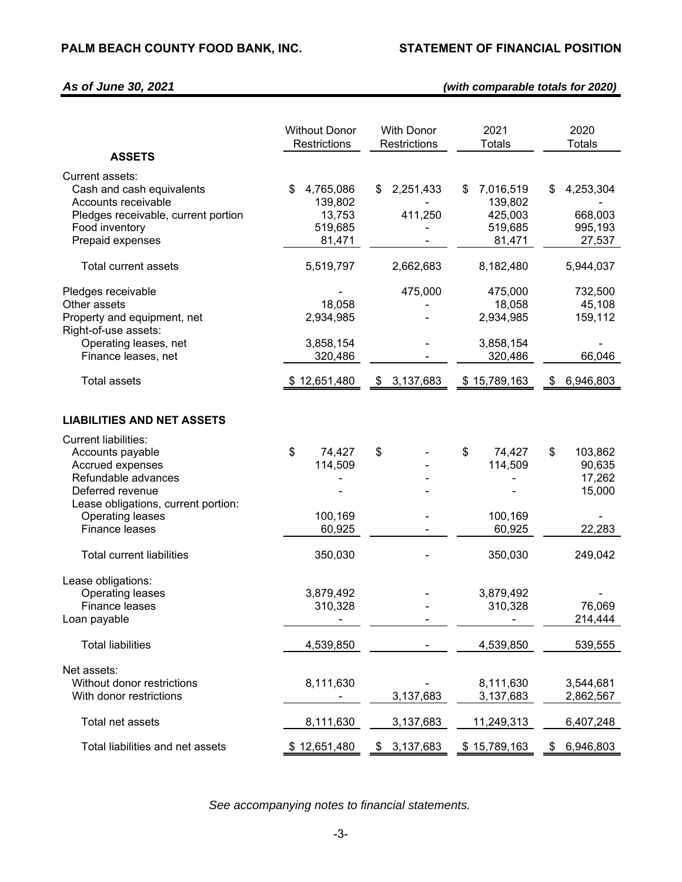# PALM BEACH COUNTY FOOD BANK, INC.

## STATEMENT OF FINANCIAL POSITION

***As of June 30, 2021*** ***(with comparable totals for 2020)***

| | Without Donor Restrictions | With Donor Restrictions | 2021 Totals | 2020 Totals |
|---|---|---|---|---|
| **ASSETS** | | | | |
| Current assets: | | | | |
| Cash and cash equivalents | $ 4,765,086 | $ 2,251,433 | $ 7,016,519 | $ 4,253,304 |
| Accounts receivable | 139,802 | - | 139,802 | - |
| Pledges receivable, current portion | 13,753 | 411,250 | 425,003 | 668,003 |
| Food inventory | 519,685 | - | 519,685 | 995,193 |
| Prepaid expenses | 81,471 | - | 81,471 | 27,537 |
| Total current assets | 5,519,797 | 2,662,683 | 8,182,480 | 5,944,037 |
| Pledges receivable | - | 475,000 | 475,000 | 732,500 |
| Other assets | 18,058 | - | 18,058 | 45,108 |
| Property and equipment, net | 2,934,985 | - | 2,934,985 | 159,112 |
| Right-of-use assets: | | | | |
| Operating leases, net | 3,858,154 | - | 3,858,154 | - |
| Finance leases, net | 320,486 | - | 320,486 | 66,046 |
| Total assets | $ 12,651,480 | $ 3,137,683 | $ 15,789,163 | $ 6,946,803 |
| **LIABILITIES AND NET ASSETS** | | | | |
| Current liabilities: | | | | |
| Accounts payable | $ 74,427 | $ - | $ 74,427 | $ 103,862 |
| Accrued expenses | 114,509 | - | 114,509 | 90,635 |
| Refundable advances | - | - | - | 17,262 |
| Deferred revenue | - | - | - | 15,000 |
| Lease obligations, current portion: | | | | |
| Operating leases | 100,169 | - | 100,169 | - |
| Finance leases | 60,925 | - | 60,925 | 22,283 |
| Total current liabilities | 350,030 | - | 350,030 | 249,042 |
| Lease obligations: | | | | |
| Operating leases | 3,879,492 | - | 3,879,492 | - |
| Finance leases | 310,328 | - | 310,328 | 76,069 |
| Loan payable | - | - | - | 214,444 |
| Total liabilities | 4,539,850 | - | 4,539,850 | 539,555 |
| Net assets: | | | | |
| Without donor restrictions | 8,111,630 | - | 8,111,630 | 3,544,681 |
| With donor restrictions | - | 3,137,683 | 3,137,683 | 2,862,567 |
| Total net assets | 8,111,630 | 3,137,683 | 11,249,313 | 6,407,248 |
| Total liabilities and net assets | $ 12,651,480 | $ 3,137,683 | $ 15,789,163 | $ 6,946,803 |

*See accompanying notes to financial statements.*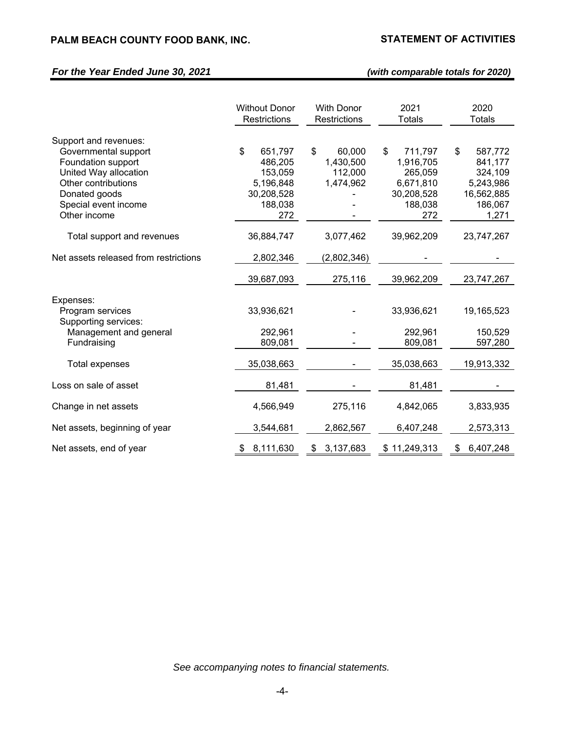## PALM BEACH COUNTY FOOD BANK, INC.

## STATEMENT OF ACTIVITIES

***For the Year Ended June 30, 2021*** ***(with comparable totals for 2020)***

| | Without Donor Restrictions | With Donor Restrictions | 2021 Totals | 2020 Totals |
|---|---|---|---|---|
| Support and revenues: | | | | |
| Governmental support | $ 651,797 | $ 60,000 | $ 711,797 | $ 587,772 |
| Foundation support | 486,205 | 1,430,500 | 1,916,705 | 841,177 |
| United Way allocation | 153,059 | 112,000 | 265,059 | 324,109 |
| Other contributions | 5,196,848 | 1,474,962 | 6,671,810 | 5,243,986 |
| Donated goods | 30,208,528 | - | 30,208,528 | 16,562,885 |
| Special event income | 188,038 | - | 188,038 | 186,067 |
| Other income | 272 | - | 272 | 1,271 |
| Total support and revenues | 36,884,747 | 3,077,462 | 39,962,209 | 23,747,267 |
| Net assets released from restrictions | 2,802,346 | (2,802,346) | - | - |
| | 39,687,093 | 275,116 | 39,962,209 | 23,747,267 |
| Expenses: | | | | |
| Program services | 33,936,621 | - | 33,936,621 | 19,165,523 |
| Supporting services: | | | | |
| Management and general | 292,961 | - | 292,961 | 150,529 |
| Fundraising | 809,081 | - | 809,081 | 597,280 |
| Total expenses | 35,038,663 | - | 35,038,663 | 19,913,332 |
| Loss on sale of asset | 81,481 | - | 81,481 | - |
| Change in net assets | 4,566,949 | 275,116 | 4,842,065 | 3,833,935 |
| Net assets, beginning of year | 3,544,681 | 2,862,567 | 6,407,248 | 2,573,313 |
| Net assets, end of year | $ 8,111,630 | $ 3,137,683 | $ 11,249,313 | $ 6,407,248 |

*See accompanying notes to financial statements.*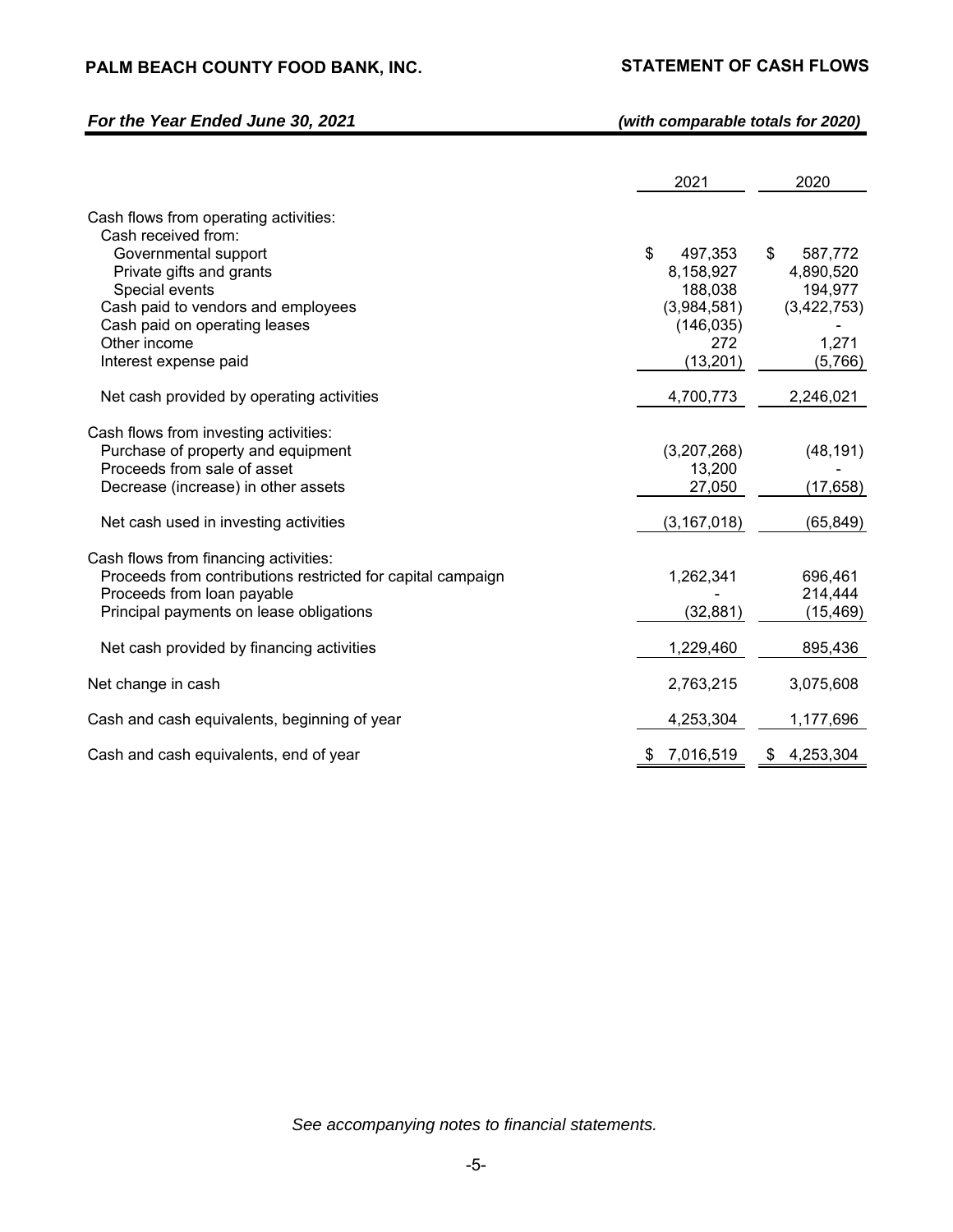**PALM BEACH COUNTY FOOD BANK, INC.**

**STATEMENT OF CASH FLOWS**

***For the Year Ended June 30, 2021*** ***(with comparable totals for 2020)***

| | 2021 | 2020 |
|---|---|---|
| Cash flows from operating activities: | | |
| Cash received from: | | |
| Governmental support | $ 497,353 | $ 587,772 |
| Private gifts and grants | 8,158,927 | 4,890,520 |
| Special events | 188,038 | 194,977 |
| Cash paid to vendors and employees | (3,984,581) | (3,422,753) |
| Cash paid on operating leases | (146,035) | - |
| Other income | 272 | 1,271 |
| Interest expense paid | (13,201) | (5,766) |
| Net cash provided by operating activities | 4,700,773 | 2,246,021 |
| Cash flows from investing activities: | | |
| Purchase of property and equipment | (3,207,268) | (48,191) |
| Proceeds from sale of asset | 13,200 | - |
| Decrease (increase) in other assets | 27,050 | (17,658) |
| Net cash used in investing activities | (3,167,018) | (65,849) |
| Cash flows from financing activities: | | |
| Proceeds from contributions restricted for capital campaign | 1,262,341 | 696,461 |
| Proceeds from loan payable | - | 214,444 |
| Principal payments on lease obligations | (32,881) | (15,469) |
| Net cash provided by financing activities | 1,229,460 | 895,436 |
| Net change in cash | 2,763,215 | 3,075,608 |
| Cash and cash equivalents, beginning of year | 4,253,304 | 1,177,696 |
| Cash and cash equivalents, end of year | $ 7,016,519 | $ 4,253,304 |

*See accompanying notes to financial statements.*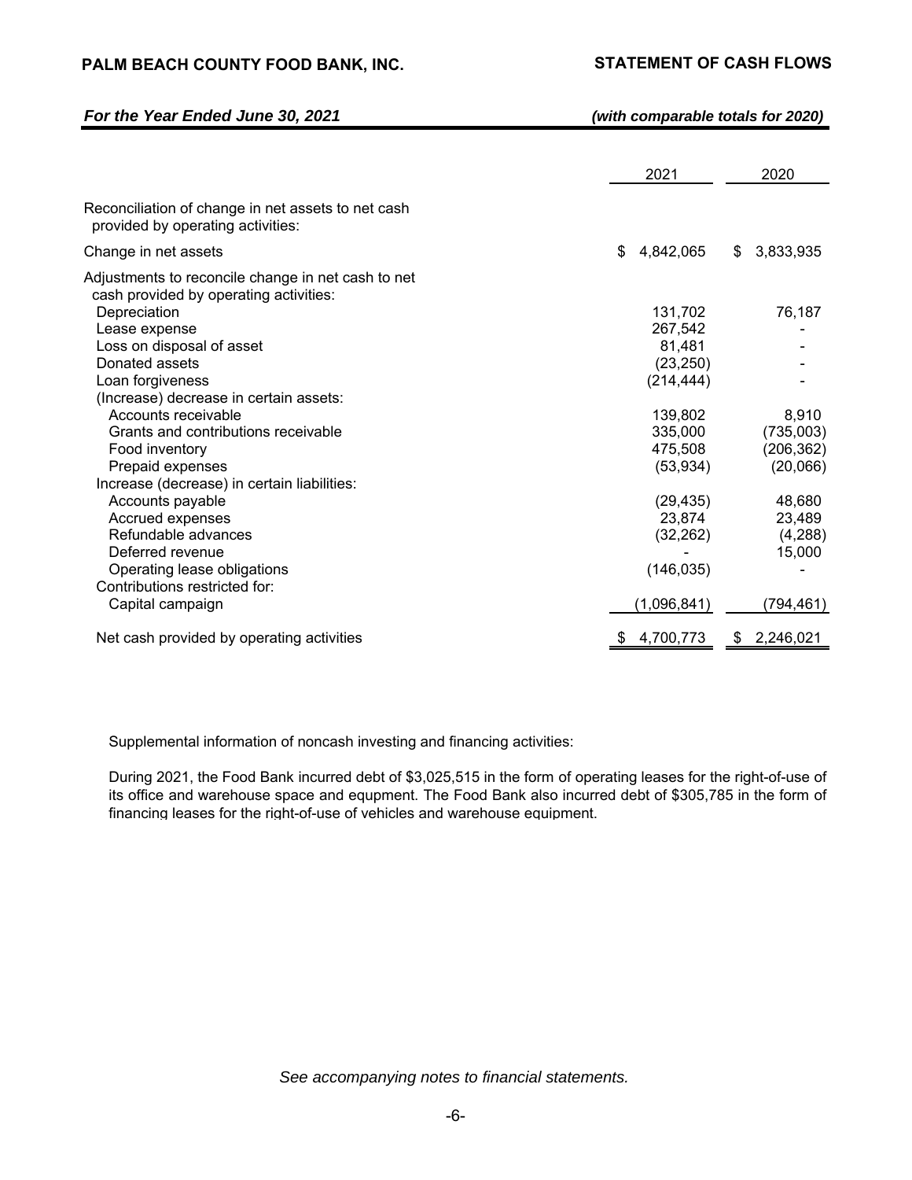**PALM BEACH COUNTY FOOD BANK, INC.** **STATEMENT OF CASH FLOWS**

***For the Year Ended June 30, 2021*** ***(with comparable totals for 2020)***

| | 2021 | 2020 |
|---|---|---|
| Reconciliation of change in net assets to net cash provided by operating activities: | | |
| Change in net assets | $ 4,842,065 | $ 3,833,935 |
| Adjustments to reconcile change in net cash to net cash provided by operating activities: | | |
| Depreciation | 131,702 | 76,187 |
| Lease expense | 267,542 | - |
| Loss on disposal of asset | 81,481 | - |
| Donated assets | (23,250) | - |
| Loan forgiveness | (214,444) | - |
| (Increase) decrease in certain assets: | | |
| Accounts receivable | 139,802 | 8,910 |
| Grants and contributions receivable | 335,000 | (735,003) |
| Food inventory | 475,508 | (206,362) |
| Prepaid expenses | (53,934) | (20,066) |
| Increase (decrease) in certain liabilities: | | |
| Accounts payable | (29,435) | 48,680 |
| Accrued expenses | 23,874 | 23,489 |
| Refundable advances | (32,262) | (4,288) |
| Deferred revenue | - | 15,000 |
| Operating lease obligations | (146,035) | - |
| Contributions restricted for: | | |
| Capital campaign | (1,096,841) | (794,461) |
| Net cash provided by operating activities | $ 4,700,773 | $ 2,246,021 |

Supplemental information of noncash investing and financing activities:

During 2021, the Food Bank incurred debt of $3,025,515 in the form of operating leases for the right-of-use of its office and warehouse space and equpment. The Food Bank also incurred debt of $305,785 in the form of financing leases for the right-of-use of vehicles and warehouse equipment.

*See accompanying notes to financial statements.*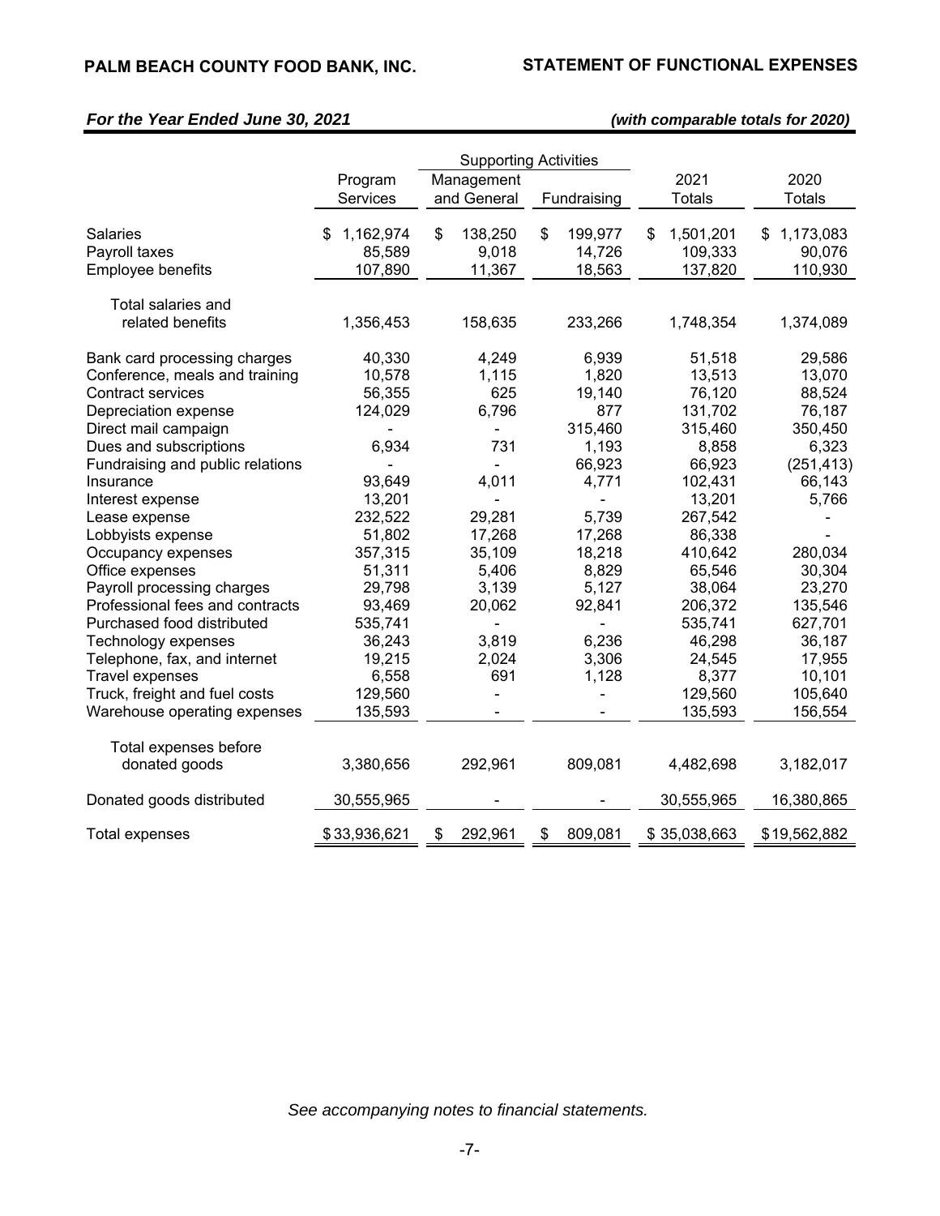**PALM BEACH COUNTY FOOD BANK, INC.**

**STATEMENT OF FUNCTIONAL EXPENSES**

***For the Year Ended June 30, 2021*** ***(with comparable totals for 2020)***

| | Program Services | Supporting Activities | | 2021 Totals | 2020 Totals |
|---|---|---|---|---|---|
| | | Management and General | Fundraising | | |
| Salaries | $ 1,162,974 | $ 138,250 | $ 199,977 | $ 1,501,201 | $ 1,173,083 |
| Payroll taxes | 85,589 | 9,018 | 14,726 | 109,333 | 90,076 |
| Employee benefits | 107,890 | 11,367 | 18,563 | 137,820 | 110,930 |
| Total salaries and related benefits | 1,356,453 | 158,635 | 233,266 | 1,748,354 | 1,374,089 |
| Bank card processing charges | 40,330 | 4,249 | 6,939 | 51,518 | 29,586 |
| Conference, meals and training | 10,578 | 1,115 | 1,820 | 13,513 | 13,070 |
| Contract services | 56,355 | 625 | 19,140 | 76,120 | 88,524 |
| Depreciation expense | 124,029 | 6,796 | 877 | 131,702 | 76,187 |
| Direct mail campaign | - | - | 315,460 | 315,460 | 350,450 |
| Dues and subscriptions | 6,934 | 731 | 1,193 | 8,858 | 6,323 |
| Fundraising and public relations | - | - | 66,923 | 66,923 | (251,413) |
| Insurance | 93,649 | 4,011 | 4,771 | 102,431 | 66,143 |
| Interest expense | 13,201 | - | - | 13,201 | 5,766 |
| Lease expense | 232,522 | 29,281 | 5,739 | 267,542 | - |
| Lobbyists expense | 51,802 | 17,268 | 17,268 | 86,338 | - |
| Occupancy expenses | 357,315 | 35,109 | 18,218 | 410,642 | 280,034 |
| Office expenses | 51,311 | 5,406 | 8,829 | 65,546 | 30,304 |
| Payroll processing charges | 29,798 | 3,139 | 5,127 | 38,064 | 23,270 |
| Professional fees and contracts | 93,469 | 20,062 | 92,841 | 206,372 | 135,546 |
| Purchased food distributed | 535,741 | - | - | 535,741 | 627,701 |
| Technology expenses | 36,243 | 3,819 | 6,236 | 46,298 | 36,187 |
| Telephone, fax, and internet | 19,215 | 2,024 | 3,306 | 24,545 | 17,955 |
| Travel expenses | 6,558 | 691 | 1,128 | 8,377 | 10,101 |
| Truck, freight and fuel costs | 129,560 | - | - | 129,560 | 105,640 |
| Warehouse operating expenses | 135,593 | - | - | 135,593 | 156,554 |
| Total expenses before donated goods | 3,380,656 | 292,961 | 809,081 | 4,482,698 | 3,182,017 |
| Donated goods distributed | 30,555,965 | - | - | 30,555,965 | 16,380,865 |
| Total expenses | $ 33,936,621 | $ 292,961 | $ 809,081 | $ 35,038,663 | $ 19,562,882 |

*See accompanying notes to financial statements.*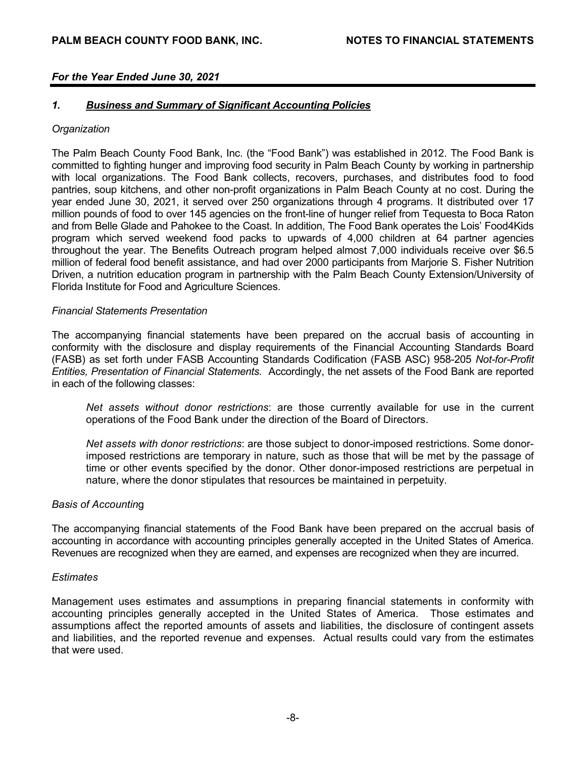## *For the Year Ended June 30, 2021*

### ***1. Business and Summary of Significant Accounting Policies***

*Organization*

The Palm Beach County Food Bank, Inc. (the "Food Bank") was established in 2012. The Food Bank is committed to fighting hunger and improving food security in Palm Beach County by working in partnership with local organizations. The Food Bank collects, recovers, purchases, and distributes food to food pantries, soup kitchens, and other non-profit organizations in Palm Beach County at no cost. During the year ended June 30, 2021, it served over 250 organizations through 4 programs. It distributed over 17 million pounds of food to over 145 agencies on the front-line of hunger relief from Tequesta to Boca Raton and from Belle Glade and Pahokee to the Coast. In addition, The Food Bank operates the Lois' Food4Kids program which served weekend food packs to upwards of 4,000 children at 64 partner agencies throughout the year. The Benefits Outreach program helped almost 7,000 individuals receive over $6.5 million of federal food benefit assistance, and had over 2000 participants from Marjorie S. Fisher Nutrition Driven, a nutrition education program in partnership with the Palm Beach County Extension/University of Florida Institute for Food and Agriculture Sciences.

*Financial Statements Presentation*

The accompanying financial statements have been prepared on the accrual basis of accounting in conformity with the disclosure and display requirements of the Financial Accounting Standards Board (FASB) as set forth under FASB Accounting Standards Codification (FASB ASC) 958-205 *Not-for-Profit Entities, Presentation of Financial Statements.* Accordingly, the net assets of the Food Bank are reported in each of the following classes:

> *Net assets without donor restrictions*: are those currently available for use in the current operations of the Food Bank under the direction of the Board of Directors.
>
> *Net assets with donor restrictions*: are those subject to donor-imposed restrictions. Some donor-imposed restrictions are temporary in nature, such as those that will be met by the passage of time or other events specified by the donor. Other donor-imposed restrictions are perpetual in nature, where the donor stipulates that resources be maintained in perpetuity.

*Basis of Accounting*

The accompanying financial statements of the Food Bank have been prepared on the accrual basis of accounting in accordance with accounting principles generally accepted in the United States of America. Revenues are recognized when they are earned, and expenses are recognized when they are incurred.

*Estimates*

Management uses estimates and assumptions in preparing financial statements in conformity with accounting principles generally accepted in the United States of America. Those estimates and assumptions affect the reported amounts of assets and liabilities, the disclosure of contingent assets and liabilities, and the reported revenue and expenses. Actual results could vary from the estimates that were used.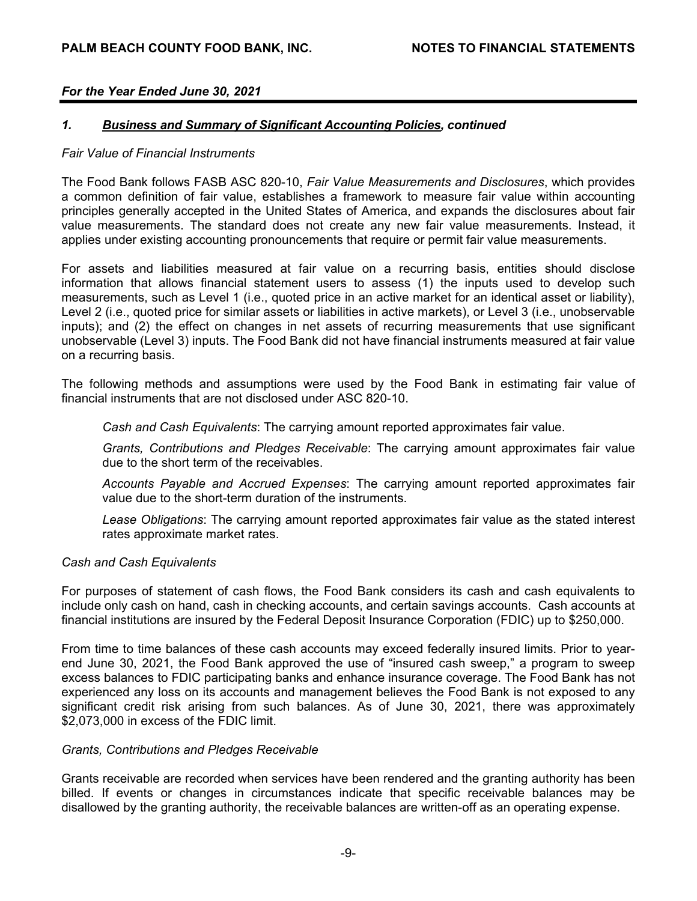*For the Year Ended June 30, 2021*

### *1. Business and Summary of Significant Accounting Policies, continued*

*Fair Value of Financial Instruments*

The Food Bank follows FASB ASC 820-10, *Fair Value Measurements and Disclosures*, which provides a common definition of fair value, establishes a framework to measure fair value within accounting principles generally accepted in the United States of America, and expands the disclosures about fair value measurements. The standard does not create any new fair value measurements. Instead, it applies under existing accounting pronouncements that require or permit fair value measurements.

For assets and liabilities measured at fair value on a recurring basis, entities should disclose information that allows financial statement users to assess (1) the inputs used to develop such measurements, such as Level 1 (i.e., quoted price in an active market for an identical asset or liability), Level 2 (i.e., quoted price for similar assets or liabilities in active markets), or Level 3 (i.e., unobservable inputs); and (2) the effect on changes in net assets of recurring measurements that use significant unobservable (Level 3) inputs. The Food Bank did not have financial instruments measured at fair value on a recurring basis.

The following methods and assumptions were used by the Food Bank in estimating fair value of financial instruments that are not disclosed under ASC 820-10.

*Cash and Cash Equivalents*: The carrying amount reported approximates fair value.

*Grants, Contributions and Pledges Receivable*: The carrying amount approximates fair value due to the short term of the receivables.

*Accounts Payable and Accrued Expenses*: The carrying amount reported approximates fair value due to the short-term duration of the instruments.

*Lease Obligations*: The carrying amount reported approximates fair value as the stated interest rates approximate market rates.

*Cash and Cash Equivalents*

For purposes of statement of cash flows, the Food Bank considers its cash and cash equivalents to include only cash on hand, cash in checking accounts, and certain savings accounts. Cash accounts at financial institutions are insured by the Federal Deposit Insurance Corporation (FDIC) up to $250,000.

From time to time balances of these cash accounts may exceed federally insured limits. Prior to year-end June 30, 2021, the Food Bank approved the use of "insured cash sweep," a program to sweep excess balances to FDIC participating banks and enhance insurance coverage. The Food Bank has not experienced any loss on its accounts and management believes the Food Bank is not exposed to any significant credit risk arising from such balances. As of June 30, 2021, there was approximately $2,073,000 in excess of the FDIC limit.

*Grants, Contributions and Pledges Receivable*

Grants receivable are recorded when services have been rendered and the granting authority has been billed. If events or changes in circumstances indicate that specific receivable balances may be disallowed by the granting authority, the receivable balances are written-off as an operating expense.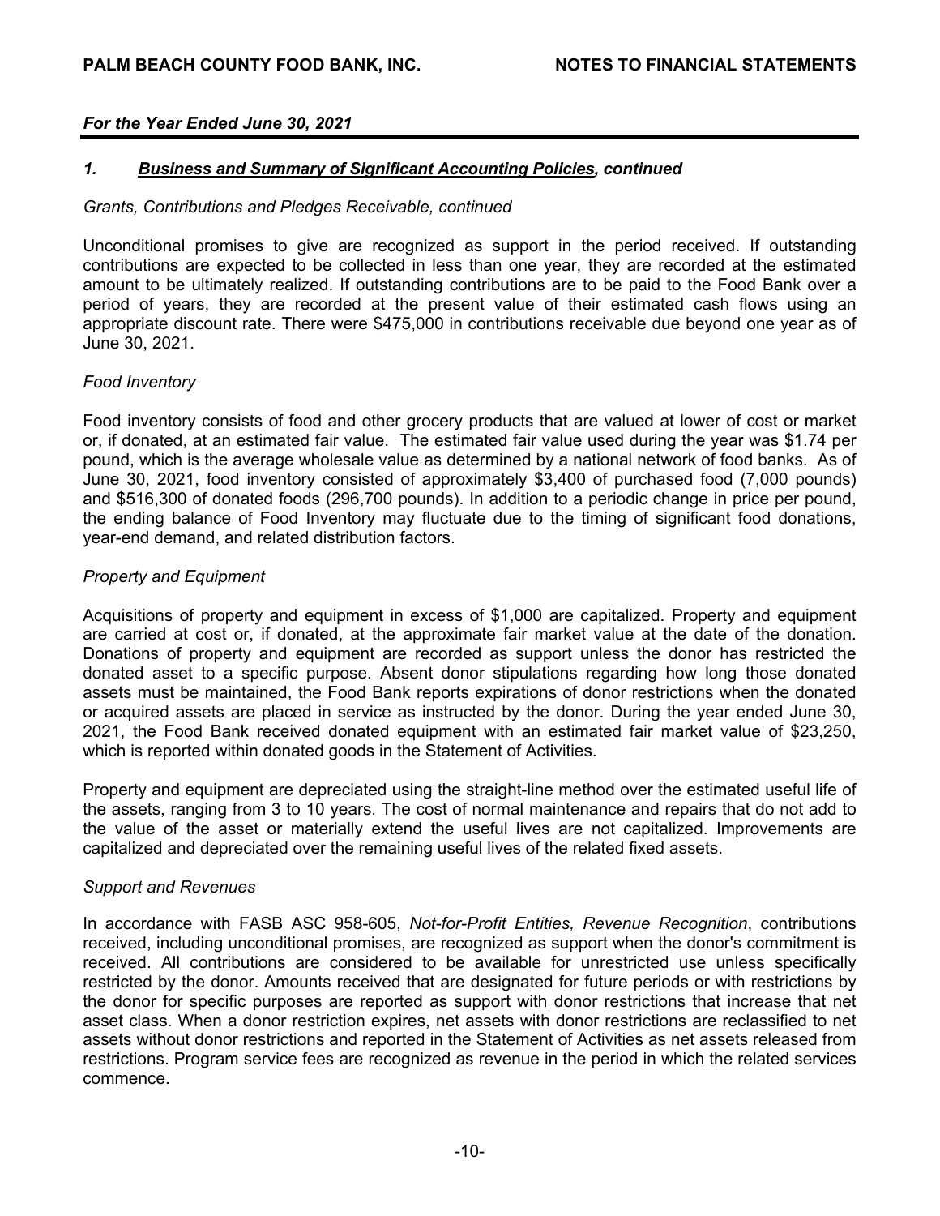*For the Year Ended June 30, 2021*

## *1. Business and Summary of Significant Accounting Policies, continued*

*Grants, Contributions and Pledges Receivable, continued*

Unconditional promises to give are recognized as support in the period received. If outstanding contributions are expected to be collected in less than one year, they are recorded at the estimated amount to be ultimately realized. If outstanding contributions are to be paid to the Food Bank over a period of years, they are recorded at the present value of their estimated cash flows using an appropriate discount rate. There were $475,000 in contributions receivable due beyond one year as of June 30, 2021.

*Food Inventory*

Food inventory consists of food and other grocery products that are valued at lower of cost or market or, if donated, at an estimated fair value. The estimated fair value used during the year was $1.74 per pound, which is the average wholesale value as determined by a national network of food banks. As of June 30, 2021, food inventory consisted of approximately $3,400 of purchased food (7,000 pounds) and $516,300 of donated foods (296,700 pounds). In addition to a periodic change in price per pound, the ending balance of Food Inventory may fluctuate due to the timing of significant food donations, year-end demand, and related distribution factors.

*Property and Equipment*

Acquisitions of property and equipment in excess of $1,000 are capitalized. Property and equipment are carried at cost or, if donated, at the approximate fair market value at the date of the donation. Donations of property and equipment are recorded as support unless the donor has restricted the donated asset to a specific purpose. Absent donor stipulations regarding how long those donated assets must be maintained, the Food Bank reports expirations of donor restrictions when the donated or acquired assets are placed in service as instructed by the donor. During the year ended June 30, 2021, the Food Bank received donated equipment with an estimated fair market value of $23,250, which is reported within donated goods in the Statement of Activities.

Property and equipment are depreciated using the straight-line method over the estimated useful life of the assets, ranging from 3 to 10 years. The cost of normal maintenance and repairs that do not add to the value of the asset or materially extend the useful lives are not capitalized. Improvements are capitalized and depreciated over the remaining useful lives of the related fixed assets.

*Support and Revenues*

In accordance with FASB ASC 958-605, *Not-for-Profit Entities, Revenue Recognition*, contributions received, including unconditional promises, are recognized as support when the donor's commitment is received. All contributions are considered to be available for unrestricted use unless specifically restricted by the donor. Amounts received that are designated for future periods or with restrictions by the donor for specific purposes are reported as support with donor restrictions that increase that net asset class. When a donor restriction expires, net assets with donor restrictions are reclassified to net assets without donor restrictions and reported in the Statement of Activities as net assets released from restrictions. Program service fees are recognized as revenue in the period in which the related services commence.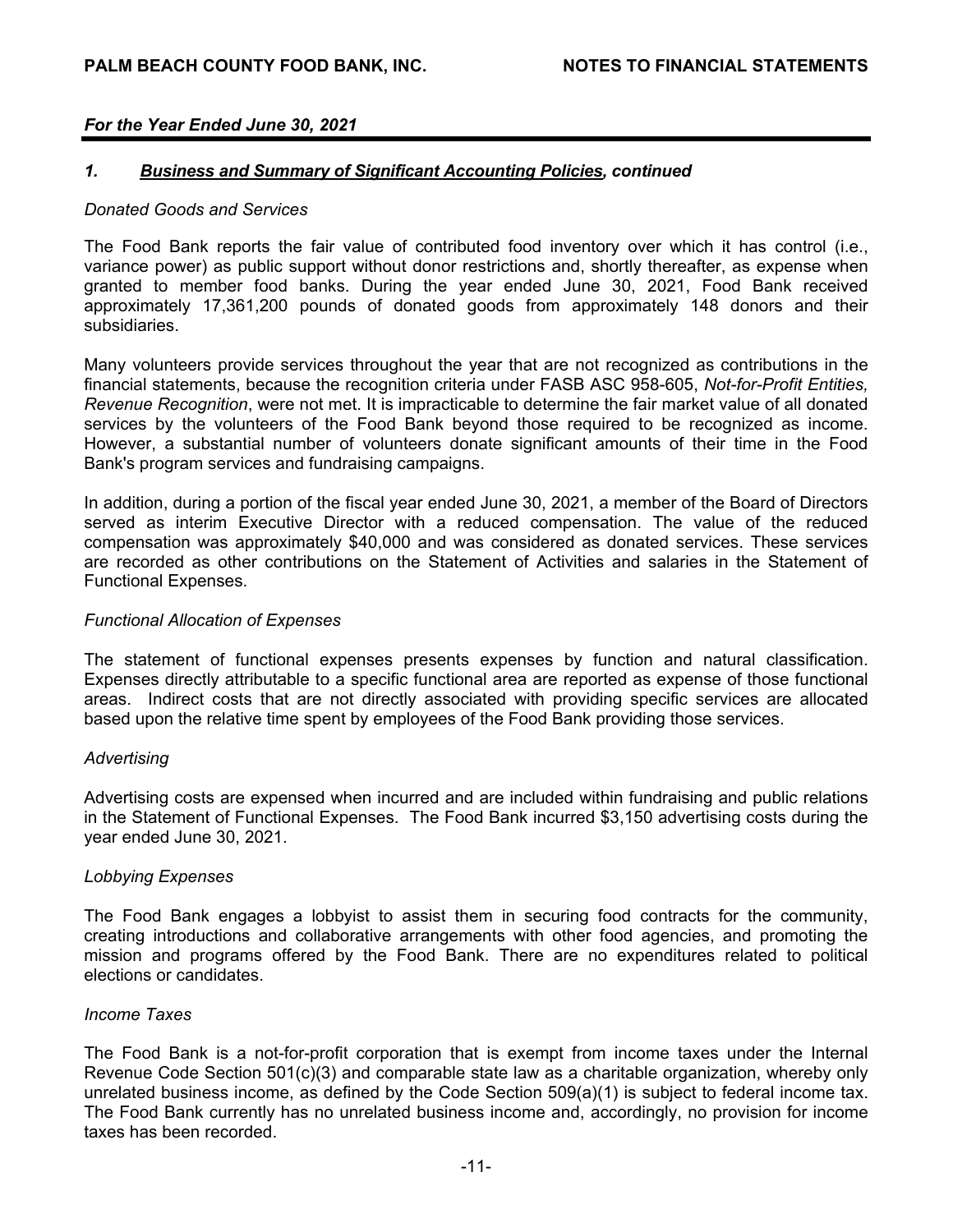*For the Year Ended June 30, 2021*

### 1. **Business and Summary of Significant Accounting Policies, continued**

*Donated Goods and Services*

The Food Bank reports the fair value of contributed food inventory over which it has control (i.e., variance power) as public support without donor restrictions and, shortly thereafter, as expense when granted to member food banks. During the year ended June 30, 2021, Food Bank received approximately 17,361,200 pounds of donated goods from approximately 148 donors and their subsidiaries.

Many volunteers provide services throughout the year that are not recognized as contributions in the financial statements, because the recognition criteria under FASB ASC 958-605, *Not-for-Profit Entities, Revenue Recognition*, were not met. It is impracticable to determine the fair market value of all donated services by the volunteers of the Food Bank beyond those required to be recognized as income. However, a substantial number of volunteers donate significant amounts of their time in the Food Bank's program services and fundraising campaigns.

In addition, during a portion of the fiscal year ended June 30, 2021, a member of the Board of Directors served as interim Executive Director with a reduced compensation. The value of the reduced compensation was approximately $40,000 and was considered as donated services. These services are recorded as other contributions on the Statement of Activities and salaries in the Statement of Functional Expenses.

*Functional Allocation of Expenses*

The statement of functional expenses presents expenses by function and natural classification. Expenses directly attributable to a specific functional area are reported as expense of those functional areas. Indirect costs that are not directly associated with providing specific services are allocated based upon the relative time spent by employees of the Food Bank providing those services.

*Advertising*

Advertising costs are expensed when incurred and are included within fundraising and public relations in the Statement of Functional Expenses. The Food Bank incurred $3,150 advertising costs during the year ended June 30, 2021.

*Lobbying Expenses*

The Food Bank engages a lobbyist to assist them in securing food contracts for the community, creating introductions and collaborative arrangements with other food agencies, and promoting the mission and programs offered by the Food Bank. There are no expenditures related to political elections or candidates.

*Income Taxes*

The Food Bank is a not-for-profit corporation that is exempt from income taxes under the Internal Revenue Code Section 501(c)(3) and comparable state law as a charitable organization, whereby only unrelated business income, as defined by the Code Section 509(a)(1) is subject to federal income tax. The Food Bank currently has no unrelated business income and, accordingly, no provision for income taxes has been recorded.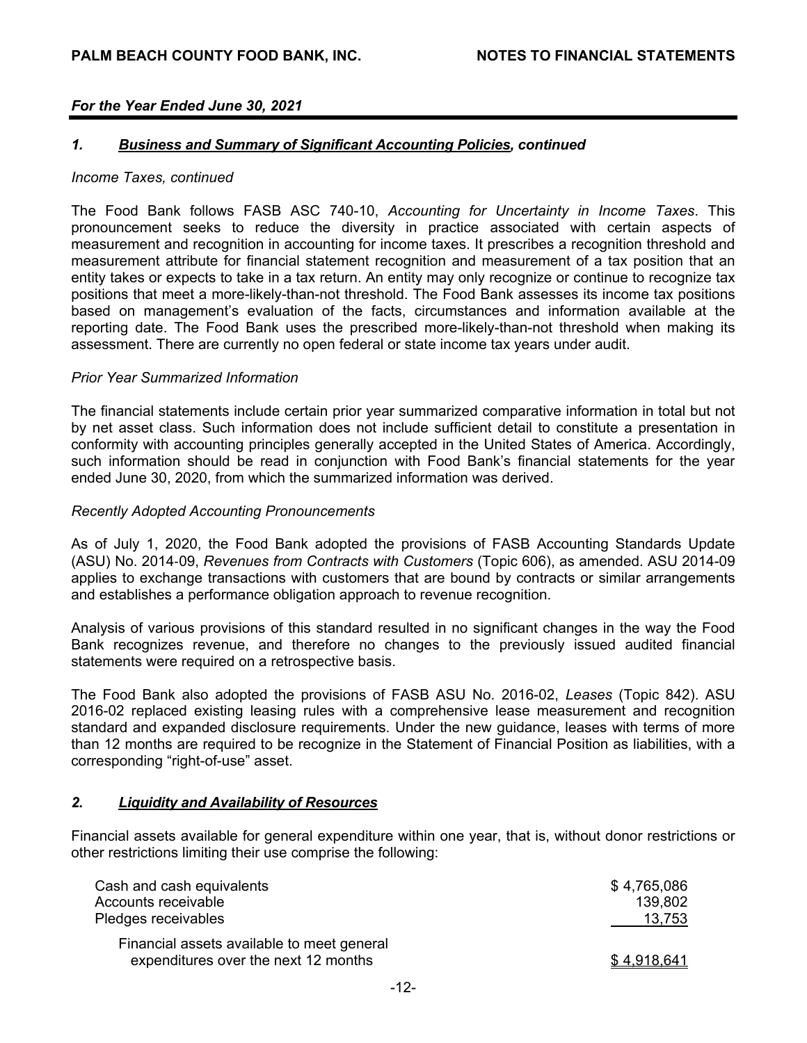*For the Year Ended June 30, 2021*

## *1. Business and Summary of Significant Accounting Policies, continued*

*Income Taxes, continued*

The Food Bank follows FASB ASC 740-10, *Accounting for Uncertainty in Income Taxes*. This pronouncement seeks to reduce the diversity in practice associated with certain aspects of measurement and recognition in accounting for income taxes. It prescribes a recognition threshold and measurement attribute for financial statement recognition and measurement of a tax position that an entity takes or expects to take in a tax return. An entity may only recognize or continue to recognize tax positions that meet a more-likely-than-not threshold. The Food Bank assesses its income tax positions based on management's evaluation of the facts, circumstances and information available at the reporting date. The Food Bank uses the prescribed more-likely-than-not threshold when making its assessment. There are currently no open federal or state income tax years under audit.

*Prior Year Summarized Information*

The financial statements include certain prior year summarized comparative information in total but not by net asset class. Such information does not include sufficient detail to constitute a presentation in conformity with accounting principles generally accepted in the United States of America. Accordingly, such information should be read in conjunction with Food Bank's financial statements for the year ended June 30, 2020, from which the summarized information was derived.

*Recently Adopted Accounting Pronouncements*

As of July 1, 2020, the Food Bank adopted the provisions of FASB Accounting Standards Update (ASU) No. 2014-09, *Revenues from Contracts with Customers* (Topic 606), as amended. ASU 2014-09 applies to exchange transactions with customers that are bound by contracts or similar arrangements and establishes a performance obligation approach to revenue recognition.

Analysis of various provisions of this standard resulted in no significant changes in the way the Food Bank recognizes revenue, and therefore no changes to the previously issued audited financial statements were required on a retrospective basis.

The Food Bank also adopted the provisions of FASB ASU No. 2016-02, *Leases* (Topic 842). ASU 2016-02 replaced existing leasing rules with a comprehensive lease measurement and recognition standard and expanded disclosure requirements. Under the new guidance, leases with terms of more than 12 months are required to be recognize in the Statement of Financial Position as liabilities, with a corresponding "right-of-use" asset.

## *2. Liquidity and Availability of Resources*

Financial assets available for general expenditure within one year, that is, without donor restrictions or other restrictions limiting their use comprise the following:

| | |
|---|---|
| Cash and cash equivalents | $ 4,765,086 |
| Accounts receivable | 139,802 |
| Pledges receivables | 13,753 |
| Financial assets available to meet general expenditures over the next 12 months | $ 4,918,641 |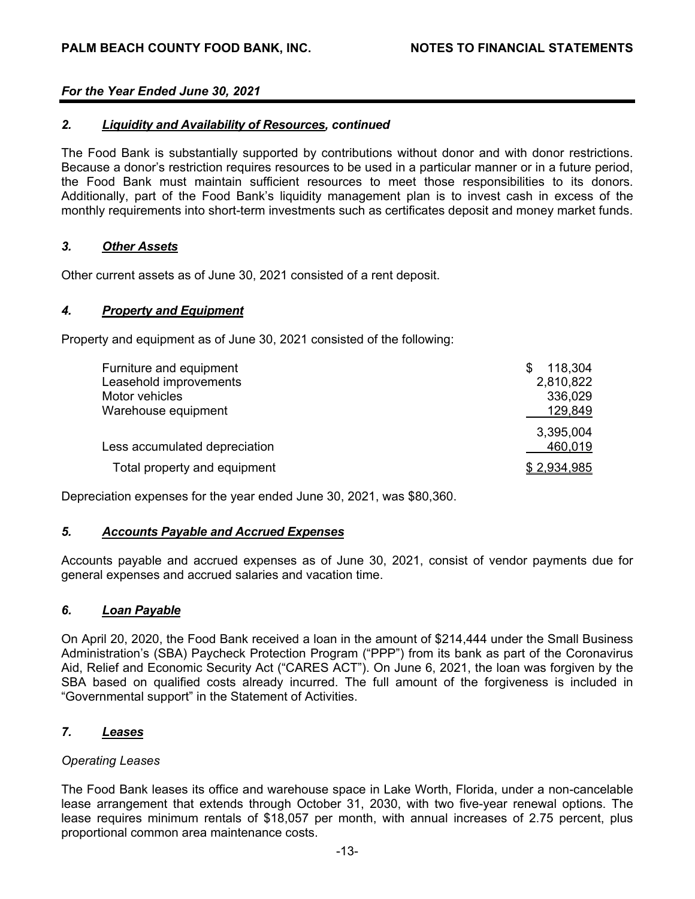*For the Year Ended June 30, 2021*

### *2. Liquidity and Availability of Resources, continued*

The Food Bank is substantially supported by contributions without donor and with donor restrictions. Because a donor's restriction requires resources to be used in a particular manner or in a future period, the Food Bank must maintain sufficient resources to meet those responsibilities to its donors. Additionally, part of the Food Bank's liquidity management plan is to invest cash in excess of the monthly requirements into short-term investments such as certificates deposit and money market funds.

### *3. Other Assets*

Other current assets as of June 30, 2021 consisted of a rent deposit.

### *4. Property and Equipment*

Property and equipment as of June 30, 2021 consisted of the following:

| | |
|---|---|
| Furniture and equipment | $ 118,304 |
| Leasehold improvements | 2,810,822 |
| Motor vehicles | 336,029 |
| Warehouse equipment | 129,849 |
| | 3,395,004 |
| Less accumulated depreciation | 460,019 |
| Total property and equipment | $ 2,934,985 |

Depreciation expenses for the year ended June 30, 2021, was $80,360.

### *5. Accounts Payable and Accrued Expenses*

Accounts payable and accrued expenses as of June 30, 2021, consist of vendor payments due for general expenses and accrued salaries and vacation time.

### *6. Loan Payable*

On April 20, 2020, the Food Bank received a loan in the amount of $214,444 under the Small Business Administration's (SBA) Paycheck Protection Program ("PPP") from its bank as part of the Coronavirus Aid, Relief and Economic Security Act ("CARES ACT"). On June 6, 2021, the loan was forgiven by the SBA based on qualified costs already incurred. The full amount of the forgiveness is included in "Governmental support" in the Statement of Activities.

### *7. Leases*

*Operating Leases*

The Food Bank leases its office and warehouse space in Lake Worth, Florida, under a non-cancelable lease arrangement that extends through October 31, 2030, with two five-year renewal options. The lease requires minimum rentals of $18,057 per month, with annual increases of 2.75 percent, plus proportional common area maintenance costs.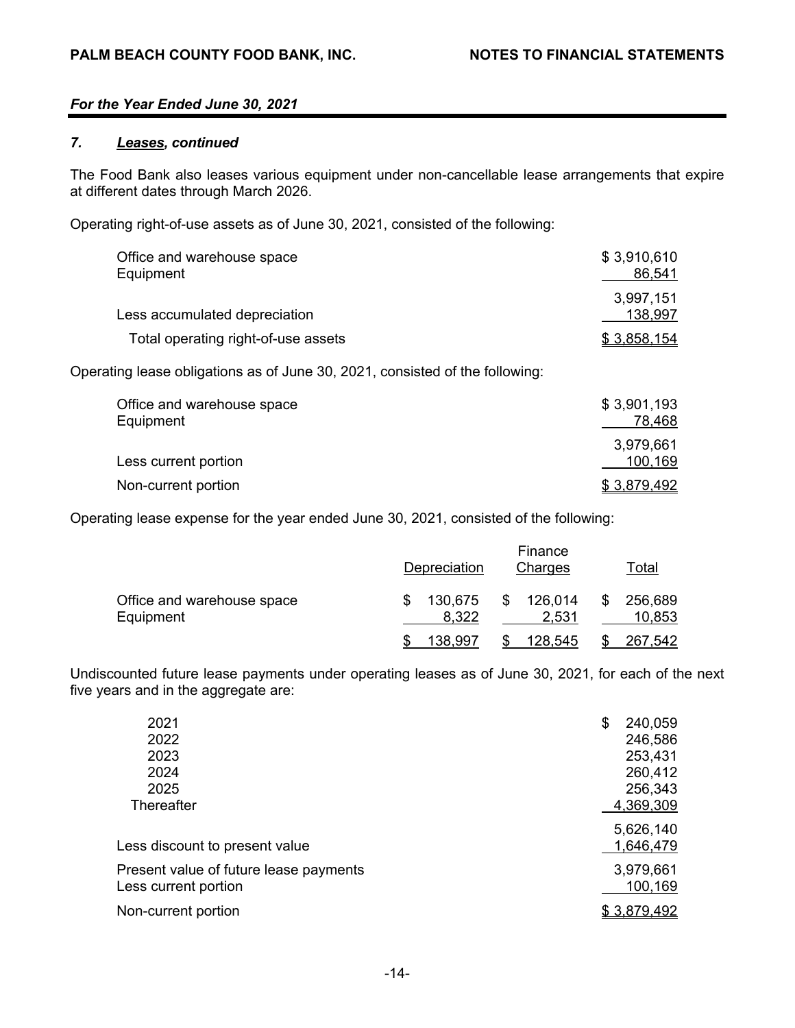### 7. ***Leases, continued***

The Food Bank also leases various equipment under non-cancellable lease arrangements that expire at different dates through March 2026.

Operating right-of-use assets as of June 30, 2021, consisted of the following:

| | |
|---|---|
| Office and warehouse space | $ 3,910,610 |
| Equipment | 86,541 |
| | 3,997,151 |
| Less accumulated depreciation | 138,997 |
| Total operating right-of-use assets | $ 3,858,154 |

Operating lease obligations as of June 30, 2021, consisted of the following:

| | |
|---|---|
| Office and warehouse space | $ 3,901,193 |
| Equipment | 78,468 |
| | 3,979,661 |
| Less current portion | 100,169 |
| Non-current portion | $ 3,879,492 |

Operating lease expense for the year ended June 30, 2021, consisted of the following:

| | Depreciation | Finance Charges | Total |
|---|---|---|---|
| Office and warehouse space | $ 130,675 | $ 126,014 | $ 256,689 |
| Equipment | 8,322 | 2,531 | 10,853 |
| | $ 138,997 | $ 128,545 | $ 267,542 |

Undiscounted future lease payments under operating leases as of June 30, 2021, for each of the next five years and in the aggregate are:

| | |
|---|---|
| 2021 | $ 240,059 |
| 2022 | 246,586 |
| 2023 | 253,431 |
| 2024 | 260,412 |
| 2025 | 256,343 |
| Thereafter | 4,369,309 |
| | 5,626,140 |
| Less discount to present value | 1,646,479 |
| Present value of future lease payments | 3,979,661 |
| Less current portion | 100,169 |
| Non-current portion | $ 3,879,492 |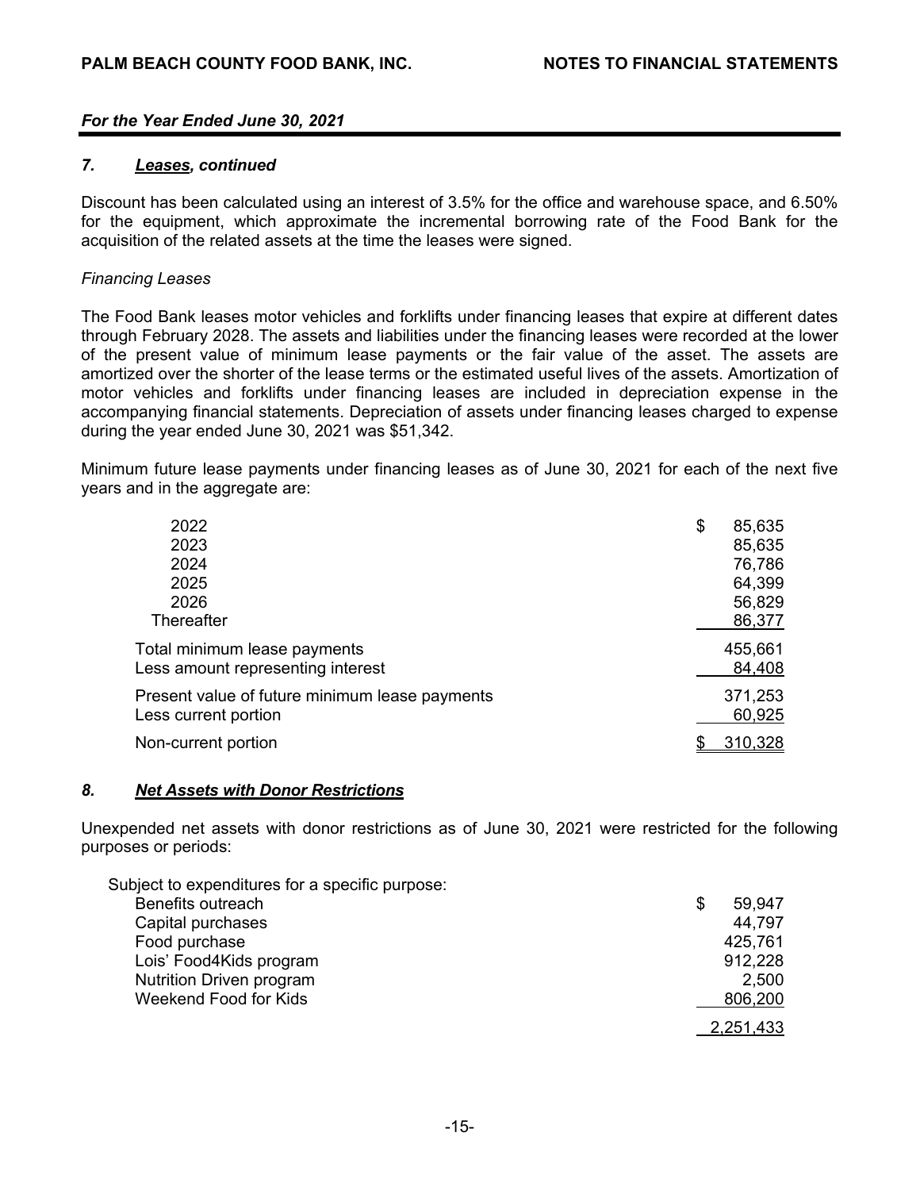## *7. Leases, continued*

Discount has been calculated using an interest of 3.5% for the office and warehouse space, and 6.50% for the equipment, which approximate the incremental borrowing rate of the Food Bank for the acquisition of the related assets at the time the leases were signed.

*Financing Leases*

The Food Bank leases motor vehicles and forklifts under financing leases that expire at different dates through February 2028. The assets and liabilities under the financing leases were recorded at the lower of the present value of minimum lease payments or the fair value of the asset. The assets are amortized over the shorter of the lease terms or the estimated useful lives of the assets. Amortization of motor vehicles and forklifts under financing leases are included in depreciation expense in the accompanying financial statements. Depreciation of assets under financing leases charged to expense during the year ended June 30, 2021 was $51,342.

Minimum future lease payments under financing leases as of June 30, 2021 for each of the next five years and in the aggregate are:

| | |
|---|---|
| 2022 | $ 85,635 |
| 2023 | 85,635 |
| 2024 | 76,786 |
| 2025 | 64,399 |
| 2026 | 56,829 |
| Thereafter | 86,377 |
| Total minimum lease payments | 455,661 |
| Less amount representing interest | 84,408 |
| Present value of future minimum lease payments | 371,253 |
| Less current portion | 60,925 |
| Non-current portion | $ 310,328 |

## *8. Net Assets with Donor Restrictions*

Unexpended net assets with donor restrictions as of June 30, 2021 were restricted for the following purposes or periods:

| | |
|---|---|
| Subject to expenditures for a specific purpose: | |
| Benefits outreach | $ 59,947 |
| Capital purchases | 44,797 |
| Food purchase | 425,761 |
| Lois' Food4Kids program | 912,228 |
| Nutrition Driven program | 2,500 |
| Weekend Food for Kids | 806,200 |
| | 2,251,433 |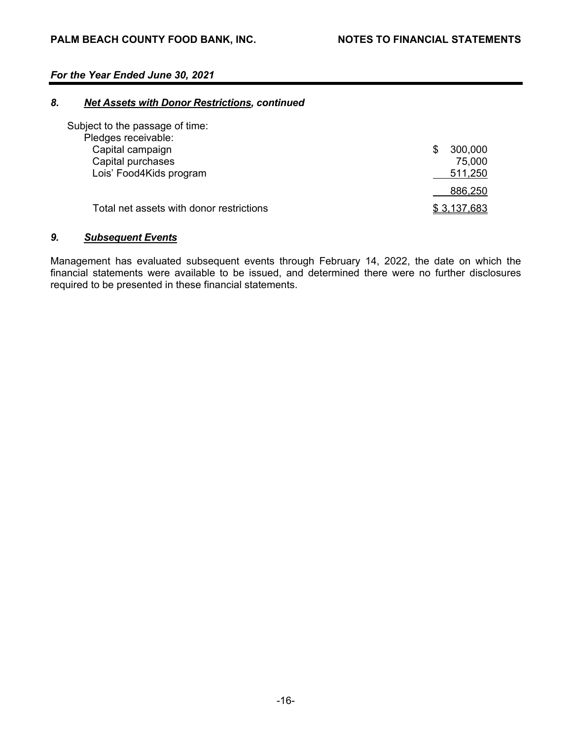*For the Year Ended June 30, 2021*

## *8. Net Assets with Donor Restrictions, continued*

| | |
|---|---|
| Subject to the passage of time: | |
| Pledges receivable: | |
| Capital campaign | $ 300,000 |
| Capital purchases | 75,000 |
| Lois' Food4Kids program | 511,250 |
| | 886,250 |
| Total net assets with donor restrictions | $ 3,137,683 |

## *9. Subsequent Events*

Management has evaluated subsequent events through February 14, 2022, the date on which the financial statements were available to be issued, and determined there were no further disclosures required to be presented in these financial statements.